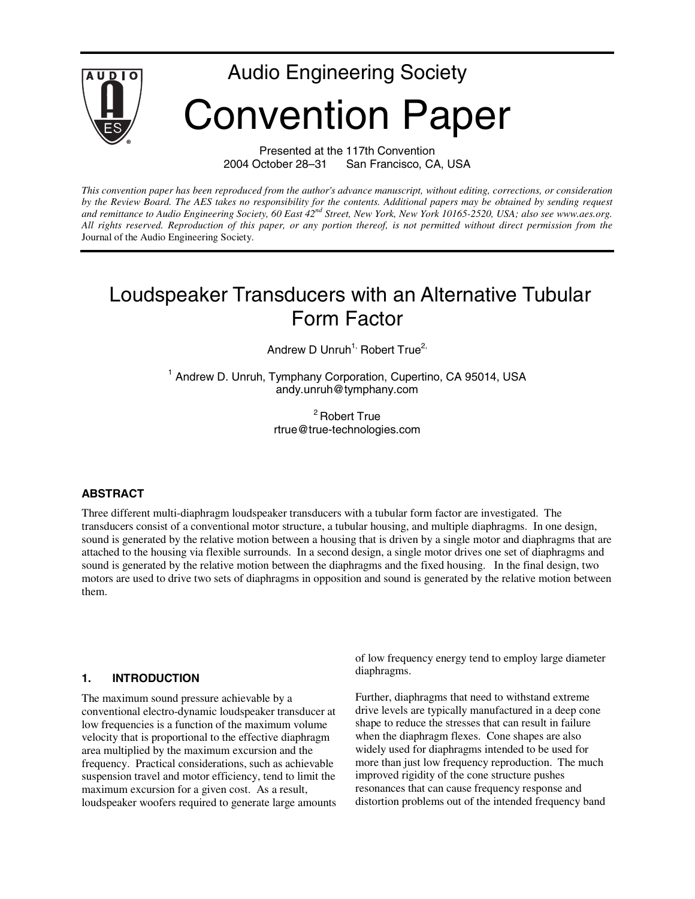# Audio Engineering Society

# Convention Paper

Presented at the 117th Convention
2004 October 28–31 San Francisco, CA, USA

*This convention paper has been reproduced from the author's advance manuscript, without editing, corrections, or consideration by the Review Board. The AES takes no responsibility for the contents. Additional papers may be obtained by sending request and remittance to Audio Engineering Society, 60 East 42nd Street, New York, New York 10165-2520, USA; also see www.aes.org. All rights reserved. Reproduction of this paper, or any portion thereof, is not permitted without direct permission from the* Journal of the Audio Engineering Society.

## Loudspeaker Transducers with an Alternative Tubular Form Factor

Andrew D Unruh[1], Robert True[2]

[1] Andrew D. Unruh, Tymphany Corporation, Cupertino, CA 95014, USA
andy.unruh@tymphany.com

[2] Robert True
rtrue@true-technologies.com

### ABSTRACT

Three different multi-diaphragm loudspeaker transducers with a tubular form factor are investigated. The transducers consist of a conventional motor structure, a tubular housing, and multiple diaphragms. In one design, sound is generated by the relative motion between a housing that is driven by a single motor and diaphragms that are attached to the housing via flexible surrounds. In a second design, a single motor drives one set of diaphragms and sound is generated by the relative motion between the diaphragms and the fixed housing. In the final design, two motors are used to drive two sets of diaphragms in opposition and sound is generated by the relative motion between them.

### 1. INTRODUCTION

The maximum sound pressure achievable by a conventional electro-dynamic loudspeaker transducer at low frequencies is a function of the maximum volume velocity that is proportional to the effective diaphragm area multiplied by the maximum excursion and the frequency. Practical considerations, such as achievable suspension travel and motor efficiency, tend to limit the maximum excursion for a given cost. As a result, loudspeaker woofers required to generate large amounts of low frequency energy tend to employ large diameter diaphragms.

Further, diaphragms that need to withstand extreme drive levels are typically manufactured in a deep cone shape to reduce the stresses that can result in failure when the diaphragm flexes. Cone shapes are also widely used for diaphragms intended to be used for more than just low frequency reproduction. The much improved rigidity of the cone structure pushes resonances that can cause frequency response and distortion problems out of the intended frequency band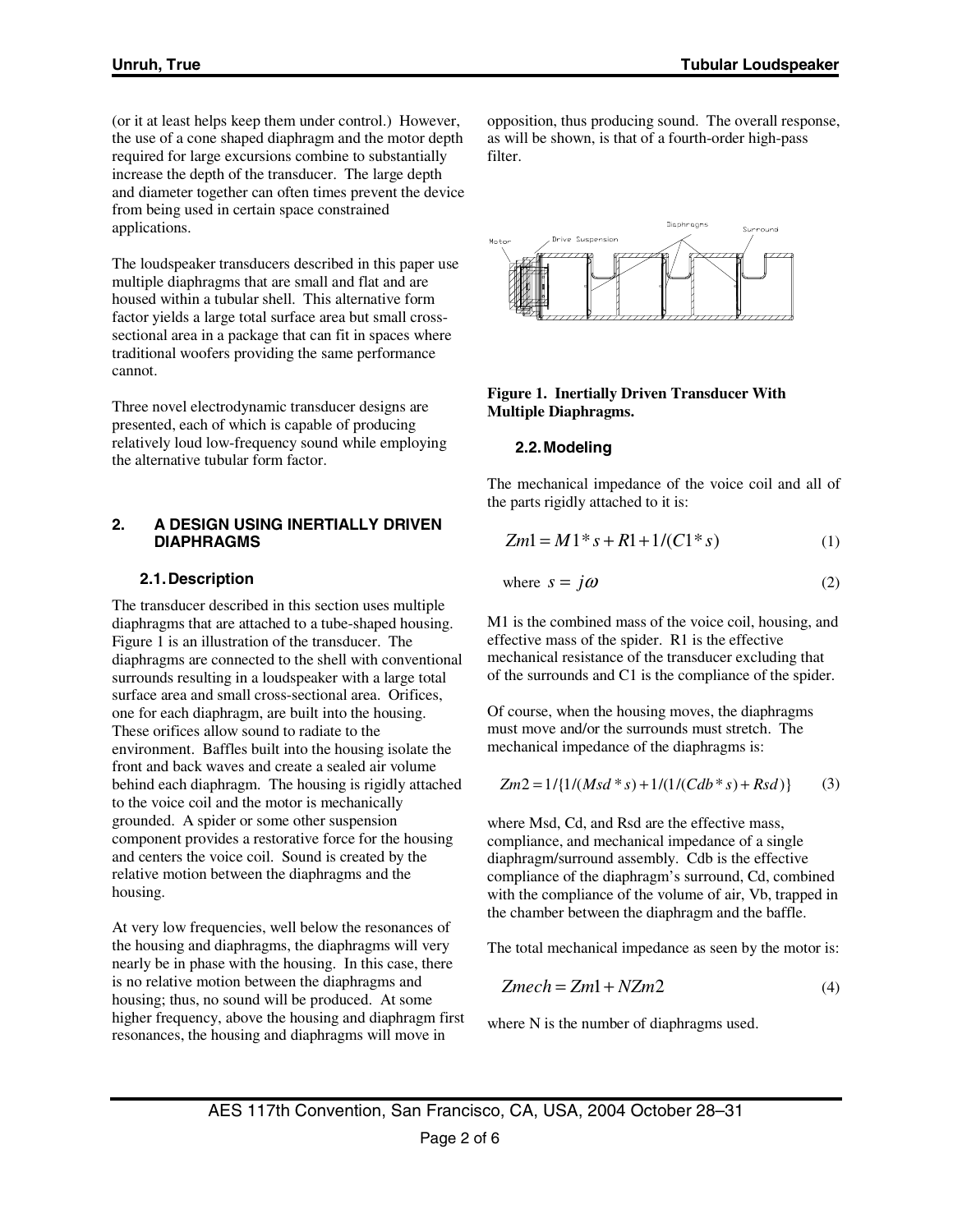(or it at least helps keep them under control.) However, the use of a cone shaped diaphragm and the motor depth required for large excursions combine to substantially increase the depth of the transducer. The large depth and diameter together can often times prevent the device from being used in certain space constrained applications.

The loudspeaker transducers described in this paper use multiple diaphragms that are small and flat and are housed within a tubular shell. This alternative form factor yields a large total surface area but small cross-sectional area in a package that can fit in spaces where traditional woofers providing the same performance cannot.

Three novel electrodynamic transducer designs are presented, each of which is capable of producing relatively loud low-frequency sound while employing the alternative tubular form factor.

## 2. A DESIGN USING INERTIALLY DRIVEN DIAPHRAGMS

### 2.1. Description

The transducer described in this section uses multiple diaphragms that are attached to a tube-shaped housing. Figure 1 is an illustration of the transducer. The diaphragms are connected to the shell with conventional surrounds resulting in a loudspeaker with a large total surface area and small cross-sectional area. Orifices, one for each diaphragm, are built into the housing. These orifices allow sound to radiate to the environment. Baffles built into the housing isolate the front and back waves and create a sealed air volume behind each diaphragm. The housing is rigidly attached to the voice coil and the motor is mechanically grounded. A spider or some other suspension component provides a restorative force for the housing and centers the voice coil. Sound is created by the relative motion between the diaphragms and the housing.

At very low frequencies, well below the resonances of the housing and diaphragms, the diaphragms will very nearly be in phase with the housing. In this case, there is no relative motion between the diaphragms and housing; thus, no sound will be produced. At some higher frequency, above the housing and diaphragm first resonances, the housing and diaphragms will move in opposition, thus producing sound. The overall response, as will be shown, is that of a fourth-order high-pass filter.

**Figure 1. Inertially Driven Transducer With Multiple Diaphragms.**

### 2.2. Modeling

The mechanical impedance of the voice coil and all of the parts rigidly attached to it is:

$$Zm1 = M1 * s + R1 + 1/(C1 * s) \tag{1}$$

$$\text{where } s = j\omega \tag{2}$$

M1 is the combined mass of the voice coil, housing, and effective mass of the spider. R1 is the effective mechanical resistance of the transducer excluding that of the surrounds and C1 is the compliance of the spider.

Of course, when the housing moves, the diaphragms must move and/or the surrounds must stretch. The mechanical impedance of the diaphragms is:

$$Zm2 = 1/\{1/(Msd * s) + 1/(1/(Cdb * s) + Rsd)\} \tag{3}$$

where Msd, Cd, and Rsd are the effective mass, compliance, and mechanical impedance of a single diaphragm/surround assembly. Cdb is the effective compliance of the diaphragm's surround, Cd, combined with the compliance of the volume of air, Vb, trapped in the chamber between the diaphragm and the baffle.

The total mechanical impedance as seen by the motor is:

$$Zmech = Zm1 + NZm2 \tag{4}$$

where N is the number of diaphragms used.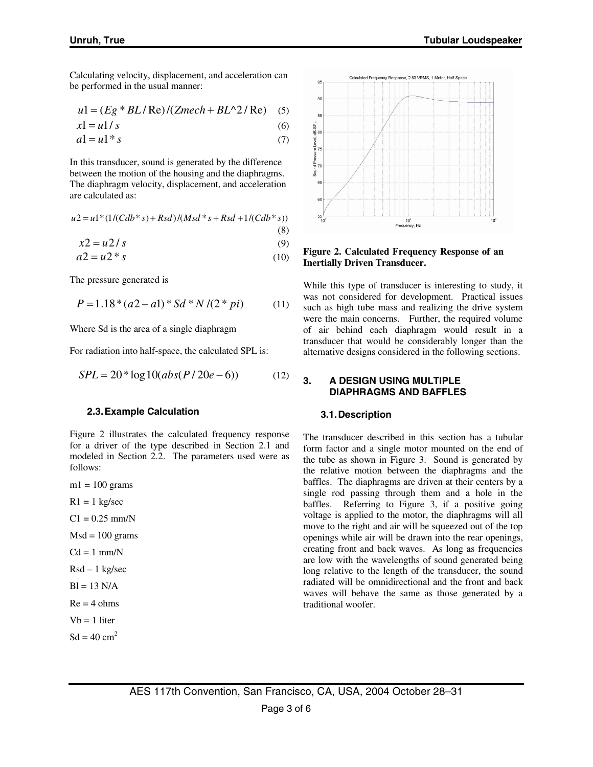Calculating velocity, displacement, and acceleration can be performed in the usual manner:

$$u1 = (Eg * BL / \mathrm{Re}) / (Zmech + BL^{\wedge}2 / \mathrm{Re}) \quad (5)$$

$$x1 = u1 / s \quad (6)$$

$$a1 = u1 * s \quad (7)$$

In this transducer, sound is generated by the difference between the motion of the housing and the diaphragms. The diaphragm velocity, displacement, and acceleration are calculated as:

$$u2 = u1 * (1/(Cdb * s) + Rsd)/(Msd * s + Rsd + 1/(Cdb * s)) \quad (8)$$

$$x2 = u2 / s \quad (9)$$

$$a2 = u2 * s \quad (10)$$

The pressure generated is

$$P = 1.18 * (a2 - a1) * Sd * N / (2 * pi) \quad (11)$$

Where Sd is the area of a single diaphragm

For radiation into half-space, the calculated SPL is:

$$SPL = 20 * \log 10(abs(P / 20e - 6)) \quad (12)$$

### 2.3. Example Calculation

Figure 2 illustrates the calculated frequency response for a driver of the type described in Section 2.1 and modeled in Section 2.2. The parameters used were as follows:

m1 = 100 grams

R1 = 1 kg/sec

C1 = 0.25 mm/N

Msd = 100 grams

Cd = 1 mm/N

Rsd – 1 kg/sec

Bl = 13 N/A

Re = 4 ohms

Vb = 1 liter

Sd = 40 cm$^2$

**Figure 2. Calculated Frequency Response of an Inertially Driven Transducer.**

While this type of transducer is interesting to study, it was not considered for development. Practical issues such as high tube mass and realizing the drive system were the main concerns. Further, the required volume of air behind each diaphragm would result in a transducer that would be considerably longer than the alternative designs considered in the following sections.

## 3. A DESIGN USING MULTIPLE DIAPHRAGMS AND BAFFLES

### 3.1. Description

The transducer described in this section has a tubular form factor and a single motor mounted on the end of the tube as shown in Figure 3. Sound is generated by the relative motion between the diaphragms and the baffles. The diaphragms are driven at their centers by a single rod passing through them and a hole in the baffles. Referring to Figure 3, if a positive going voltage is applied to the motor, the diaphragms will all move to the right and air will be squeezed out of the top openings while air will be drawn into the rear openings, creating front and back waves. As long as frequencies are low with the wavelengths of sound generated being long relative to the length of the transducer, the sound radiated will be omnidirectional and the front and back waves will behave the same as those generated by a traditional woofer.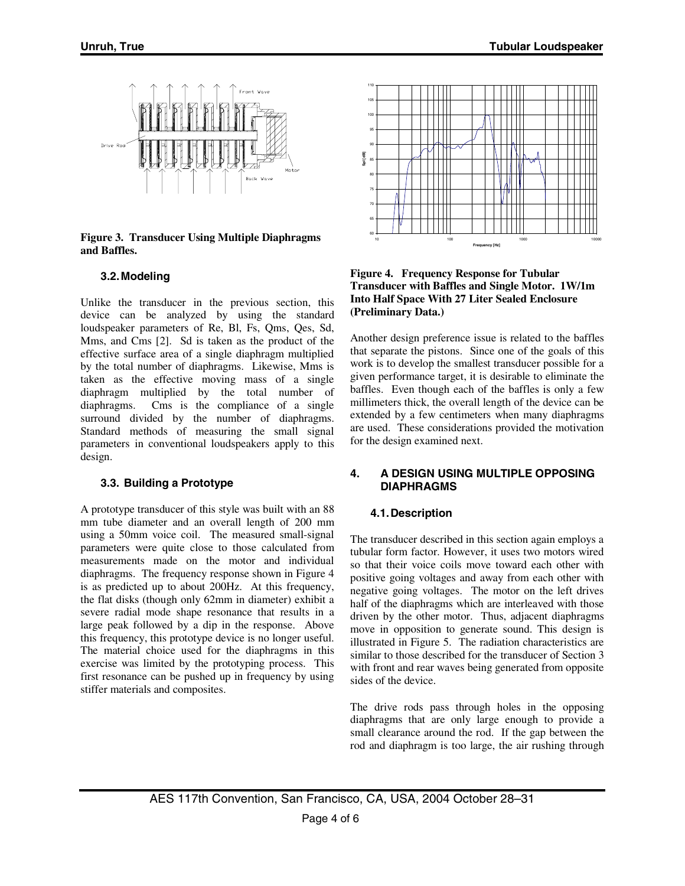**Figure 3. Transducer Using Multiple Diaphragms and Baffles.**

### 3.2. Modeling

Unlike the transducer in the previous section, this device can be analyzed by using the standard loudspeaker parameters of Re, Bl, Fs, Qms, Qes, Sd, Mms, and Cms [2]. Sd is taken as the product of the effective surface area of a single diaphragm multiplied by the total number of diaphragms. Likewise, Mms is taken as the effective moving mass of a single diaphragm multiplied by the total number of diaphragms. Cms is the compliance of a single surround divided by the number of diaphragms. Standard methods of measuring the small signal parameters in conventional loudspeakers apply to this design.

### 3.3. Building a Prototype

A prototype transducer of this style was built with an 88 mm tube diameter and an overall length of 200 mm using a 50mm voice coil. The measured small-signal parameters were quite close to those calculated from measurements made on the motor and individual diaphragms. The frequency response shown in Figure 4 is as predicted up to about 200Hz. At this frequency, the flat disks (though only 62mm in diameter) exhibit a severe radial mode shape resonance that results in a large peak followed by a dip in the response. Above this frequency, this prototype device is no longer useful. The material choice used for the diaphragms in this exercise was limited by the prototyping process. This first resonance can be pushed up in frequency by using stiffer materials and composites.

**Figure 4. Frequency Response for Tubular Transducer with Baffles and Single Motor. 1W/1m Into Half Space With 27 Liter Sealed Enclosure (Preliminary Data.)**

Another design preference issue is related to the baffles that separate the pistons. Since one of the goals of this work is to develop the smallest transducer possible for a given performance target, it is desirable to eliminate the baffles. Even though each of the baffles is only a few millimeters thick, the overall length of the device can be extended by a few centimeters when many diaphragms are used. These considerations provided the motivation for the design examined next.

## 4. A DESIGN USING MULTIPLE OPPOSING DIAPHRAGMS

### 4.1. Description

The transducer described in this section again employs a tubular form factor. However, it uses two motors wired so that their voice coils move toward each other with positive going voltages and away from each other with negative going voltages. The motor on the left drives half of the diaphragms which are interleaved with those driven by the other motor. Thus, adjacent diaphragms move in opposition to generate sound. This design is illustrated in Figure 5. The radiation characteristics are similar to those described for the transducer of Section 3 with front and rear waves being generated from opposite sides of the device.

The drive rods pass through holes in the opposing diaphragms that are only large enough to provide a small clearance around the rod. If the gap between the rod and diaphragm is too large, the air rushing through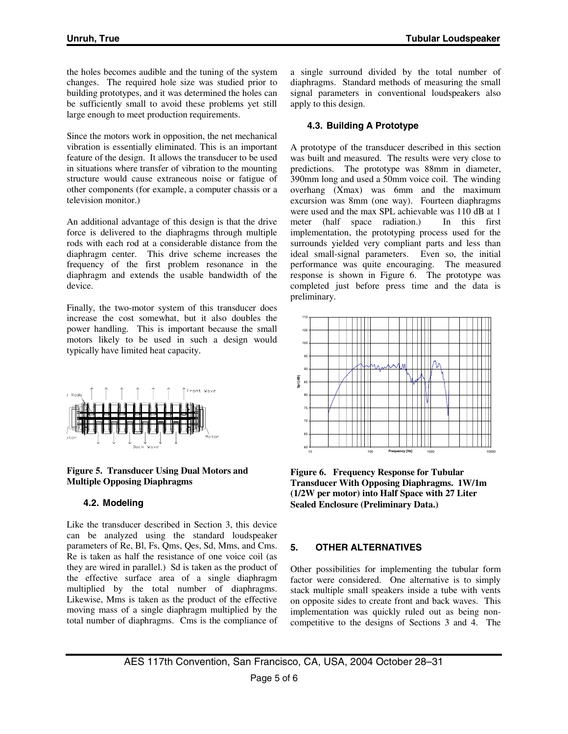the holes becomes audible and the tuning of the system changes. The required hole size was studied prior to building prototypes, and it was determined the holes can be sufficiently small to avoid these problems yet still large enough to meet production requirements.

Since the motors work in opposition, the net mechanical vibration is essentially eliminated. This is an important feature of the design. It allows the transducer to be used in situations where transfer of vibration to the mounting structure would cause extraneous noise or fatigue of other components (for example, a computer chassis or a television monitor.)

An additional advantage of this design is that the drive force is delivered to the diaphragms through multiple rods with each rod at a considerable distance from the diaphragm center. This drive scheme increases the frequency of the first problem resonance in the diaphragm and extends the usable bandwidth of the device.

Finally, the two-motor system of this transducer does increase the cost somewhat, but it also doubles the power handling. This is important because the small motors likely to be used in such a design would typically have limited heat capacity.

**Figure 5. Transducer Using Dual Motors and Multiple Opposing Diaphragms**

### 4.2. Modeling

Like the transducer described in Section 3, this device can be analyzed using the standard loudspeaker parameters of Re, Bl, Fs, Qms, Qes, Sd, Mms, and Cms. Re is taken as half the resistance of one voice coil (as they are wired in parallel.) Sd is taken as the product of the effective surface area of a single diaphragm multiplied by the total number of diaphragms. Likewise, Mms is taken as the product of the effective moving mass of a single diaphragm multiplied by the total number of diaphragms. Cms is the compliance of a single surround divided by the total number of diaphragms. Standard methods of measuring the small signal parameters in conventional loudspeakers also apply to this design.

### 4.3. Building A Prototype

A prototype of the transducer described in this section was built and measured. The results were very close to predictions. The prototype was 88mm in diameter, 390mm long and used a 50mm voice coil. The winding overhang (Xmax) was 6mm and the maximum excursion was 8mm (one way). Fourteen diaphragms were used and the max SPL achievable was 110 dB at 1 meter (half space radiation.) In this first implementation, the prototyping process used for the surrounds yielded very compliant parts and less than ideal small-signal parameters. Even so, the initial performance was quite encouraging. The measured response is shown in Figure 6. The prototype was completed just before press time and the data is preliminary.

**Figure 6. Frequency Response for Tubular Transducer With Opposing Diaphragms. 1W/1m (1/2W per motor) into Half Space with 27 Liter Sealed Enclosure (Preliminary Data.)**

## 5. OTHER ALTERNATIVES

Other possibilities for implementing the tubular form factor were considered. One alternative is to simply stack multiple small speakers inside a tube with vents on opposite sides to create front and back waves. This implementation was quickly ruled out as being non-competitive to the designs of Sections 3 and 4. The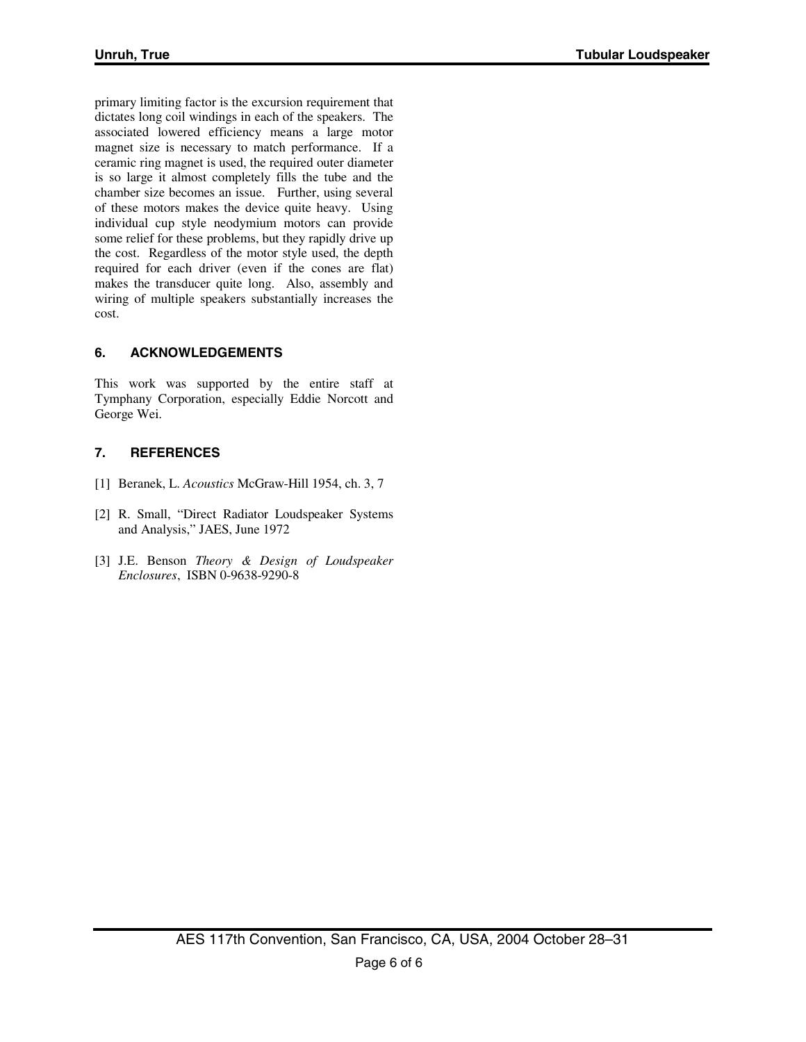primary limiting factor is the excursion requirement that dictates long coil windings in each of the speakers. The associated lowered efficiency means a large motor magnet size is necessary to match performance. If a ceramic ring magnet is used, the required outer diameter is so large it almost completely fills the tube and the chamber size becomes an issue. Further, using several of these motors makes the device quite heavy. Using individual cup style neodymium motors can provide some relief for these problems, but they rapidly drive up the cost. Regardless of the motor style used, the depth required for each driver (even if the cones are flat) makes the transducer quite long. Also, assembly and wiring of multiple speakers substantially increases the cost.

## 6. ACKNOWLEDGEMENTS

This work was supported by the entire staff at Tymphany Corporation, especially Eddie Norcott and George Wei.

## 7. REFERENCES

[1] Beranek, L. *Acoustics* McGraw-Hill 1954, ch. 3, 7

[2] R. Small, "Direct Radiator Loudspeaker Systems and Analysis," JAES, June 1972

[3] J.E. Benson *Theory & Design of Loudspeaker Enclosures*, ISBN 0-9638-9290-8